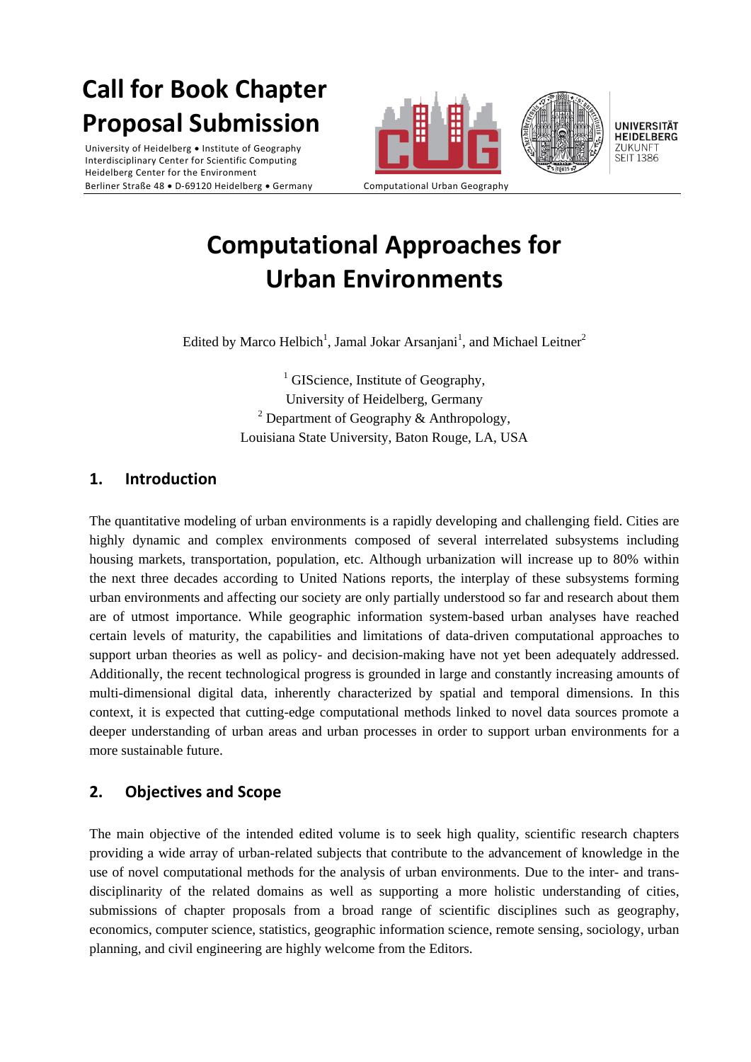# Call for Book Chapter Proposal Submission

University of Heidelberg • Institute of Geography
Interdisciplinary Center for Scientific Computing
Heidelberg Center for the Environment
Berliner Straße 48 • D-69120 Heidelberg • Germany

Computational Urban Geography

UNIVERSITÄT HEIDELBERG ZUKUNFT SEIT 1386

# Computational Approaches for Urban Environments

Edited by Marco Helbich[1], Jamal Jokar Arsanjani[1], and Michael Leitner[2]

[1] GIScience, Institute of Geography,
University of Heidelberg, Germany
[2] Department of Geography & Anthropology,
Louisiana State University, Baton Rouge, LA, USA

## 1. Introduction

The quantitative modeling of urban environments is a rapidly developing and challenging field. Cities are highly dynamic and complex environments composed of several interrelated subsystems including housing markets, transportation, population, etc. Although urbanization will increase up to 80% within the next three decades according to United Nations reports, the interplay of these subsystems forming urban environments and affecting our society are only partially understood so far and research about them are of utmost importance. While geographic information system-based urban analyses have reached certain levels of maturity, the capabilities and limitations of data-driven computational approaches to support urban theories as well as policy- and decision-making have not yet been adequately addressed. Additionally, the recent technological progress is grounded in large and constantly increasing amounts of multi-dimensional digital data, inherently characterized by spatial and temporal dimensions. In this context, it is expected that cutting-edge computational methods linked to novel data sources promote a deeper understanding of urban areas and urban processes in order to support urban environments for a more sustainable future.

## 2. Objectives and Scope

The main objective of the intended edited volume is to seek high quality, scientific research chapters providing a wide array of urban-related subjects that contribute to the advancement of knowledge in the use of novel computational methods for the analysis of urban environments. Due to the inter- and trans-disciplinarity of the related domains as well as supporting a more holistic understanding of cities, submissions of chapter proposals from a broad range of scientific disciplines such as geography, economics, computer science, statistics, geographic information science, remote sensing, sociology, urban planning, and civil engineering are highly welcome from the Editors.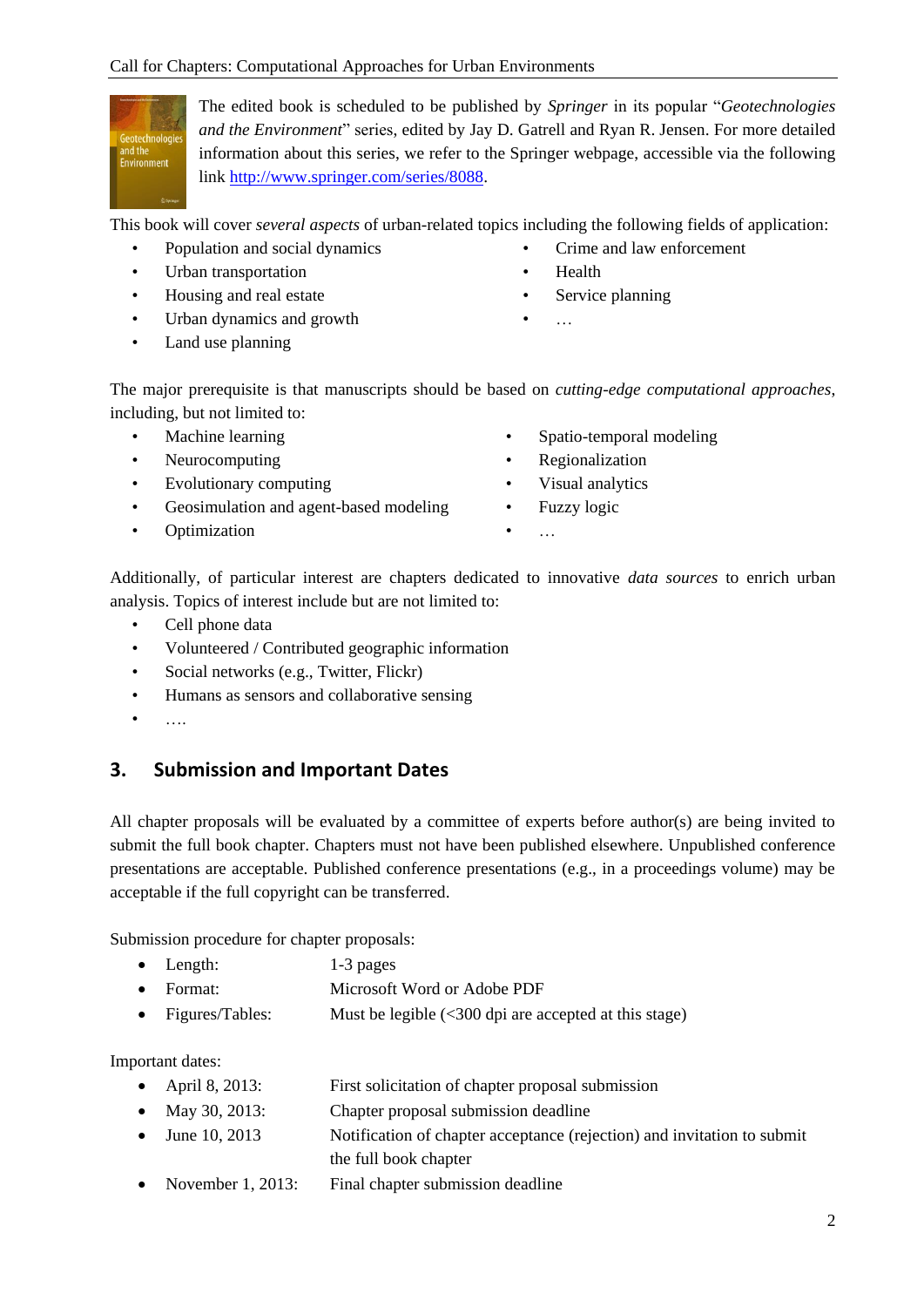The edited book is scheduled to be published by *Springer* in its popular "*Geotechnologies and the Environment*" series, edited by Jay D. Gatrell and Ryan R. Jensen. For more detailed information about this series, we refer to the Springer webpage, accessible via the following link http://www.springer.com/series/8088.

This book will cover *several aspects* of urban-related topics including the following fields of application:

- Population and social dynamics
- Urban transportation
- Housing and real estate
- Urban dynamics and growth
- Land use planning
- Crime and law enforcement
- Health
- Service planning
- …

The major prerequisite is that manuscripts should be based on *cutting-edge computational approaches*, including, but not limited to:

- Machine learning
- Neurocomputing
- Evolutionary computing
- Geosimulation and agent-based modeling
- Optimization
- Spatio-temporal modeling
- Regionalization
- Visual analytics
- Fuzzy logic
- …

Additionally, of particular interest are chapters dedicated to innovative *data sources* to enrich urban analysis. Topics of interest include but are not limited to:

- Cell phone data
- Volunteered / Contributed geographic information
- Social networks (e.g., Twitter, Flickr)
- Humans as sensors and collaborative sensing
- ….

## 3. Submission and Important Dates

All chapter proposals will be evaluated by a committee of experts before author(s) are being invited to submit the full book chapter. Chapters must not have been published elsewhere. Unpublished conference presentations are acceptable. Published conference presentations (e.g., in a proceedings volume) may be acceptable if the full copyright can be transferred.

Submission procedure for chapter proposals:

- Length: 1-3 pages
- Format: Microsoft Word or Adobe PDF
- Figures/Tables: Must be legible (<300 dpi are accepted at this stage)

Important dates:

- April 8, 2013: First solicitation of chapter proposal submission
- May 30, 2013: Chapter proposal submission deadline
- June 10, 2013 Notification of chapter acceptance (rejection) and invitation to submit the full book chapter
- November 1, 2013: Final chapter submission deadline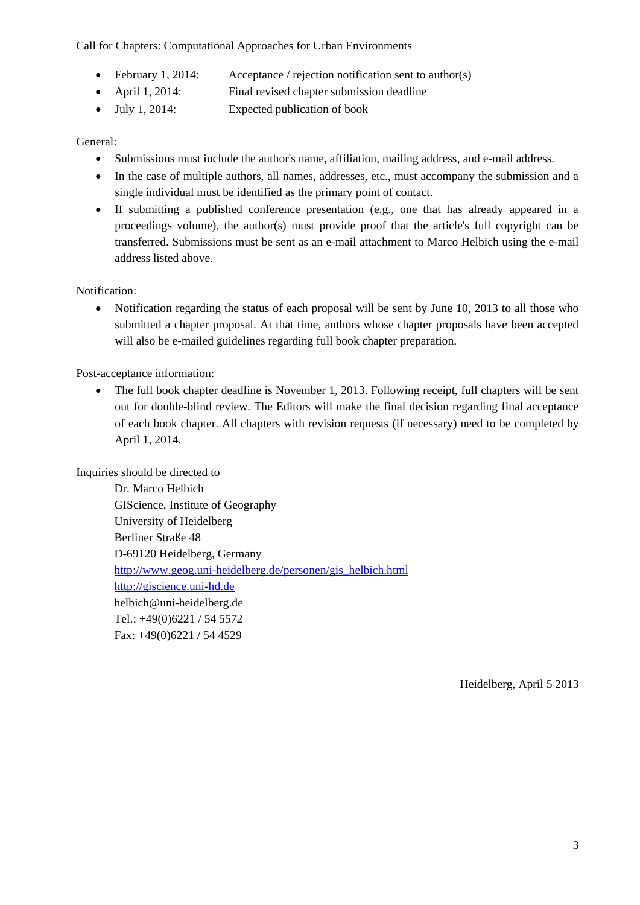- February 1, 2014: Acceptance / rejection notification sent to author(s)
- April 1, 2014: Final revised chapter submission deadline
- July 1, 2014: Expected publication of book

General:

- Submissions must include the author's name, affiliation, mailing address, and e-mail address.
- In the case of multiple authors, all names, addresses, etc., must accompany the submission and a single individual must be identified as the primary point of contact.
- If submitting a published conference presentation (e.g., one that has already appeared in a proceedings volume), the author(s) must provide proof that the article's full copyright can be transferred. Submissions must be sent as an e-mail attachment to Marco Helbich using the e-mail address listed above.

Notification:

- Notification regarding the status of each proposal will be sent by June 10, 2013 to all those who submitted a chapter proposal. At that time, authors whose chapter proposals have been accepted will also be e-mailed guidelines regarding full book chapter preparation.

Post-acceptance information:

- The full book chapter deadline is November 1, 2013. Following receipt, full chapters will be sent out for double-blind review. The Editors will make the final decision regarding final acceptance of each book chapter. All chapters with revision requests (if necessary) need to be completed by April 1, 2014.

Inquiries should be directed to

Dr. Marco Helbich
GIScience, Institute of Geography
University of Heidelberg
Berliner Straße 48
D-69120 Heidelberg, Germany
http://www.geog.uni-heidelberg.de/personen/gis_helbich.html
http://giscience.uni-hd.de
helbich@uni-heidelberg.de
Tel.: +49(0)6221 / 54 5572
Fax: +49(0)6221 / 54 4529

Heidelberg, April 5 2013